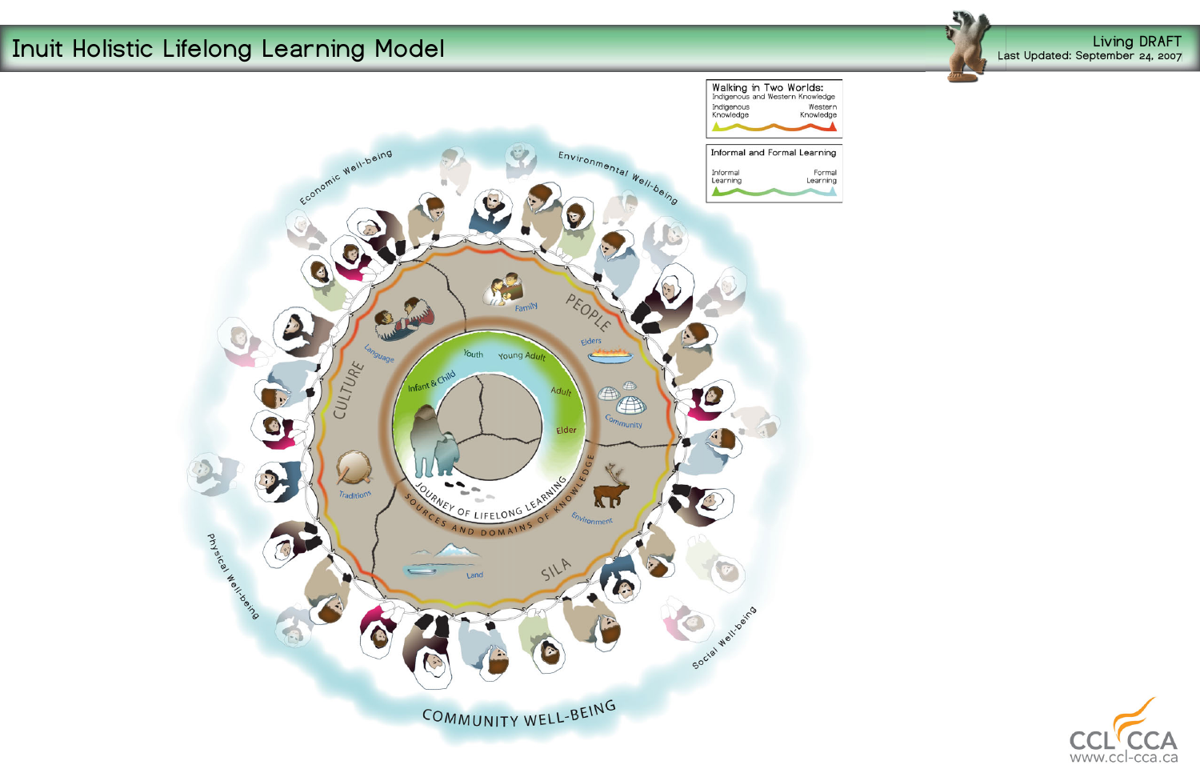# Inuit Holistic Lifelong Learning Model

Living DRAFT
Last Updated: September 24, 2007

**Walking in Two Worlds:**
Indigenous and Western Knowledge

Indigenous Knowledge — Western Knowledge

**Informal and Formal Learning**

Informal Learning — Formal Learning

Economic Well-being

Environmental Well-being

Physical Well-being

Social Well-being

COMMUNITY WELL-BEING

CULTURE

PEOPLE

SILA

Family

Language

Elders

Community

Traditions

Environment

Land

Infant & Child

Youth

Young Adult

Adult

Elder

JOURNEY OF LIFELONG LEARNING

SOURCES AND DOMAINS OF KNOWLEDGE

CCL CCA
www.ccl-cca.ca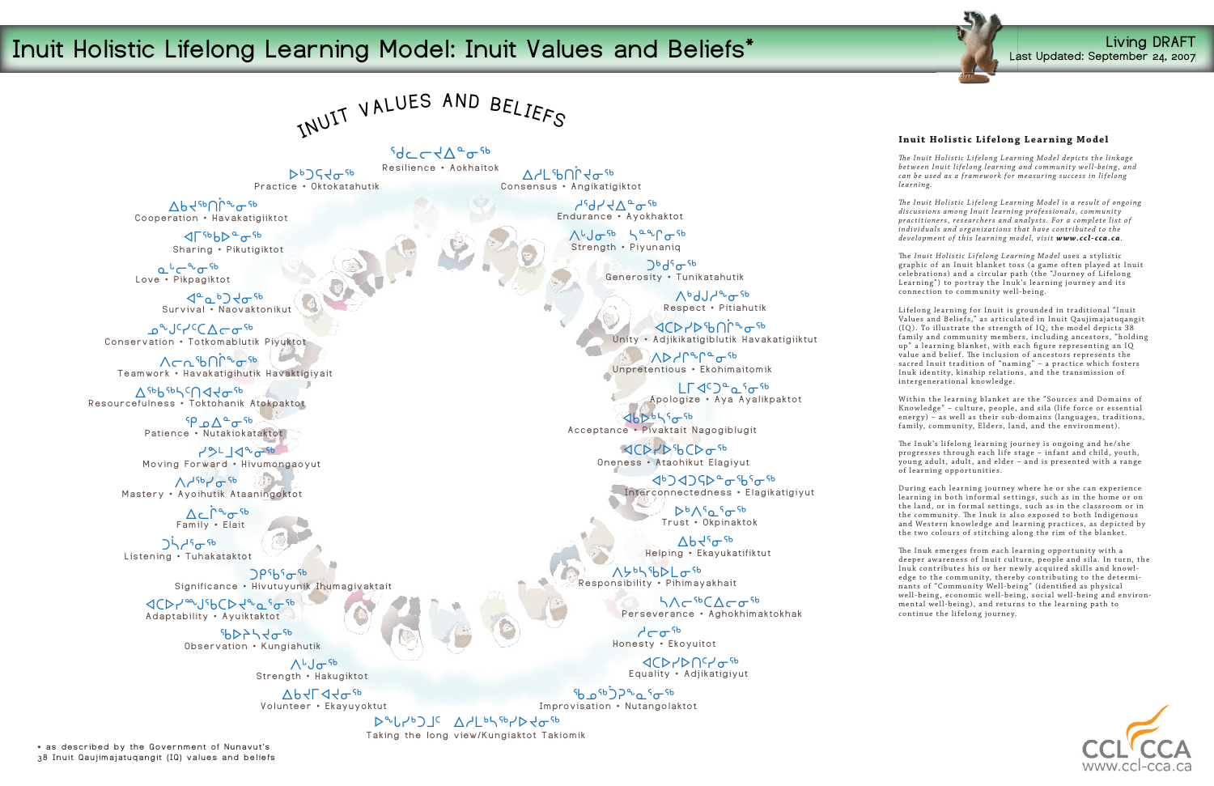# Inuit Holistic Lifelong Learning Model: Inuit Values and Beliefs*

Living DRAFT
Last Updated: September 24, 2007

## INUIT VALUES AND BELIEFS

ᖁᓚᓕᔪᐃᓐᓂᖅ
Resilience • Aokhaitok

ᐅᒃᑐᕋᔪᓂᖅ
Practice • Oktokatahutik

ᐃᓱᒪᖃᑎᒌᔪᓂᖅ
Consensus • Angikatigiktot

ᐃᖃᔪᖅᑎᒌᓐᓂᖅ
Cooperation • Havakatigiiktut

ᓱᕐᖁᔦᐃᓐᓂᖅ
Endurance • Ayokhaktot

ᐊᒥᖅᑲᐅᓐᓂᖅ
Sharing • Pikutigiktot

ᐱᒻᒍᖅ ᓴᙱᓂᖅ
Strength • Piyunaniq

ᓇᒡᓕᙱᓂᖅ
Love • Pikpagiktot

ᑑᒃᑯᓂᖅ
Generosity • Tunikatahutik

ᐊᓇᒃᑐᓂᖅ
Survival • Naovaktonikut

ᐱᒃᑯᒍᓐᓂᖅ
Respect • Pitiahutik

ᓄᙳᓯᑦᑕᐃᓕᓂᖅ
Conservation • Totkomablutik Piyuktot

ᐊᑕᐅᓯᐅᖅᑎᒌᓐᓂᖅ
Unity • Adjikikatigiblutik Havakatigiiktut

ᐱᓕᕆᖅᑎᒌᓐᓂᖅ
Teamwork • Havakatigihutik Havaktigiyait

ᐱᐅᓯᕐᓯᓂᖅ
Unpretentious • Ekohimaitomik

ᐃᖅᑲᖅᓴᑦᑎᐊᔪᓂᖅ
Resourcefulness • Toktohanik Atokpaktot

ᒪᒥᐊᑐᓐᓇᕐᓂᖅ
Apologize • Aya Ayalikpaktot

ᕿᓄᐃᓐᓂᖅ
Patience • Nutakiokataktot

ᐊᒃᑐᖅᓴᕐᓂᖅ
Acceptance • Pivaktait Nagogiblugit

ᓯᕗᒧᐊᓐᓂᖅ
Moving Forward • Hivumongaoyut

ᐊᑕᐅᓯᖅᑲᑕᐅᓂᖅ
Oneness • Ataohikut Elagiyut

ᐊᒃᑐᐊᑐᐅᓐᓂᖅᓴᓂᖅ
Interconnectedness • Elagikatigiyut

ᐱᔪᖅᓯᓂᖅ
Mastery • Ayoihutik Ataaningoktot

ᐅᒃᐱᓐᓂᖅᓯᓂᖅ
Trust • Okpinaktok

ᐃᓚᒌᓂᖅ
Family • Elait

ᐃᑲᔪᖅᓯᓂᖅ
Helping • Ekayukatifiktut

ᑐᓵᔪᓂᖅ
Listening • Tuhakataktot

ᐱᔭᕆᖅᑐᒪᓂᖅ
Responsibility • Pihimayakhait

ᑐᑭᖃᕐᓂᖅ
Significance • Hivutuyunik Ihumagivaktait

ᓴᐱᓕᖅᑕᐃᓕᓂᖅ
Perseverance • Aghokhimaktokhak

ᐊᑕᐅᓯᕐᒍᖅᑕᐅᓂᖅᓯᓂᖅ
Adaptability • Ayuiktaktot

ᓱᓕᓂᖅ
Honesty • Ekoyuitot

ᖃᐅᔨᓴᔪᓂᖅ
Observation • Kungiahutik

ᐊᑕᐅᓯᐅᑎᒋᓂᖅ
Equality • Adjikatigiyut

ᐱᒻᒍᖅ
Strength • Hakugiktot

ᖃᓄᖅᑑᕐᓇᕐᓂᖅ
Improvisation • Nutangolaktot

ᐃᑲᔪᐊᔪᓂᖅ
Volunteer • Ekayuyoktut

ᐅᖓᓯᒃᑐᒧᑦ ᐃᓱᒪᖃᕐᓂᖅᓯᓂᖅ
Taking the long view/Kungiaktot Takiomik

* as described by the Government of Nunavut's 38 Inuit Qaujimajatuqangit (IQ) values and beliefs

### Inuit Holistic Lifelong Learning Model

*The Inuit Holistic Lifelong Learning Model depicts the linkage between Inuit lifelong learning and community well-being, and can be used as a framework for measuring success in lifelong learning.*

*The Inuit Holistic Lifelong Learning Model is a result of ongoing discussions among Inuit learning professionals, community practitioners, researchers and analysts. For a complete list of individuals and organizations that have contributed to the development of this learning model, visit* ***www.ccl-cca.ca****.*

*The Inuit Holistic Lifelong Learning Model* uses a stylistic graphic of an Inuit blanket toss (a game often played at Inuit celebrations) and a circular path (the "Journey of Lifelong Learning") to portray the Inuk's learning journey and its connection to community well-being.

Lifelong learning for Inuit is grounded in traditional "Inuit Values and Beliefs," as articulated in Inuit Qaujimajatuqangit (IQ). To illustrate the strength of IQ, the model depicts 38 family and community members, including ancestors, "holding up" a learning blanket, with each figure representing an IQ value and belief. The inclusion of ancestors represents the sacred Inuit tradition of "naming" – a practice which fosters Inuk identity, kinship relations, and the transmission of intergenerational knowledge.

Within the learning blanket are the "Sources and Domains of Knowledge" – culture, people, and sila (life force or essential energy) – as well as their sub-domains (languages, traditions, family, community, Elders, land, and the environment).

The Inuk's lifelong learning journey is ongoing and he/she progresses through each life stage – infant and child, youth, young adult, adult, and elder – and is presented with a range of learning opportunities.

During each learning journey where he or she can experience learning in both informal settings, such as in the home or on the land, or in formal settings, such as in the classroom or in the community. The Inuk is also exposed to both Indigenous and Western knowledge and learning practices, as depicted by the two colours of stitching along the rim of the blanket.

The Inuk emerges from each learning opportunity with a deeper awareness of Inuit culture, people and sila. In turn, the Inuk contributes his or her newly acquired skills and knowledge to the community, thereby contributing to the determinants of "Community Well-being" (identified as physical well-being, economic well-being, social well-being and environmental well-being), and returns to the learning path to continue the lifelong journey.

CCL CCA
www.ccl-cca.ca